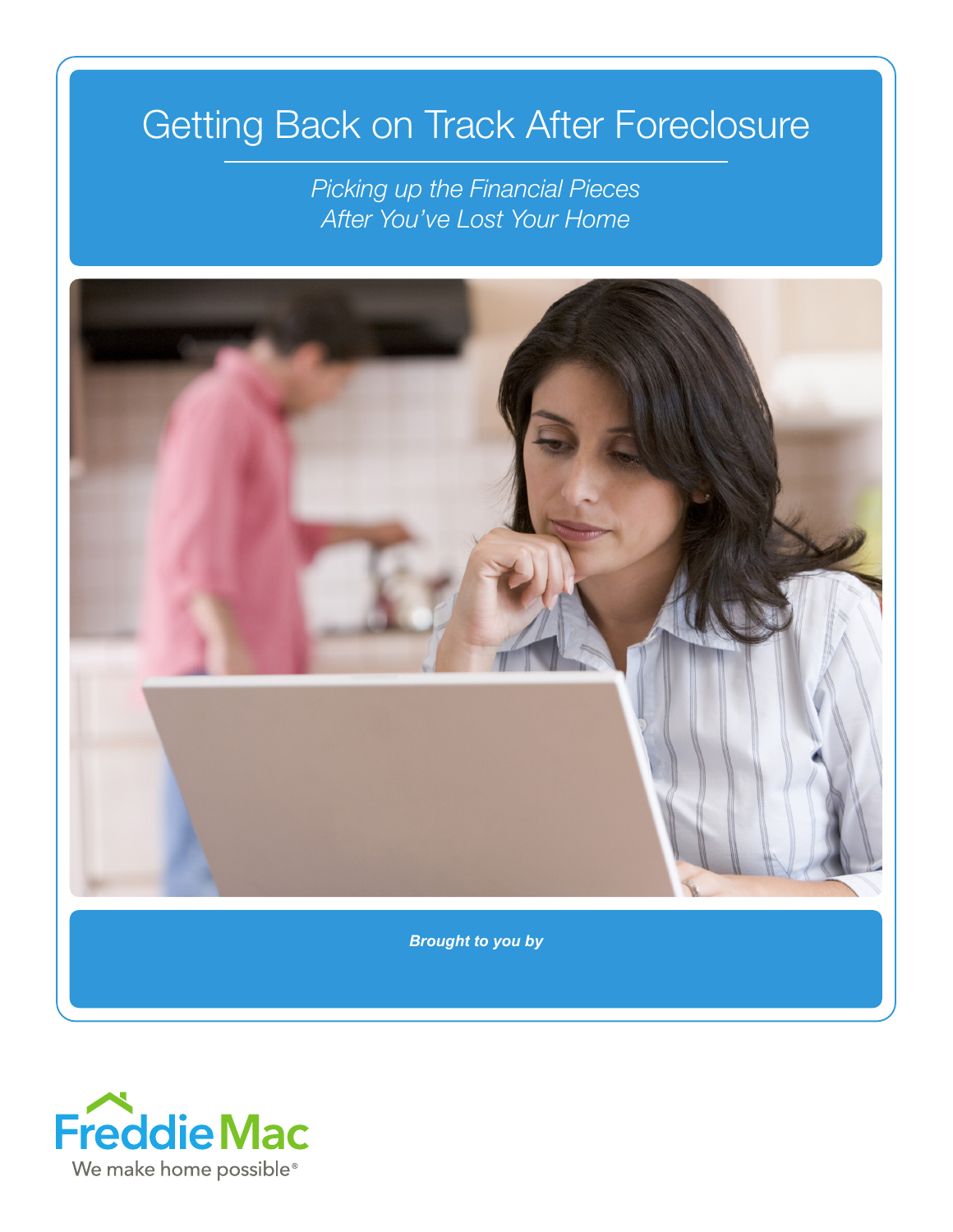# Getting Back on Track After Foreclosure

*Picking up the Financial Pieces*
*After You've Lost Your Home*

***Brought to you by***

Freddie Mac

We make home possible®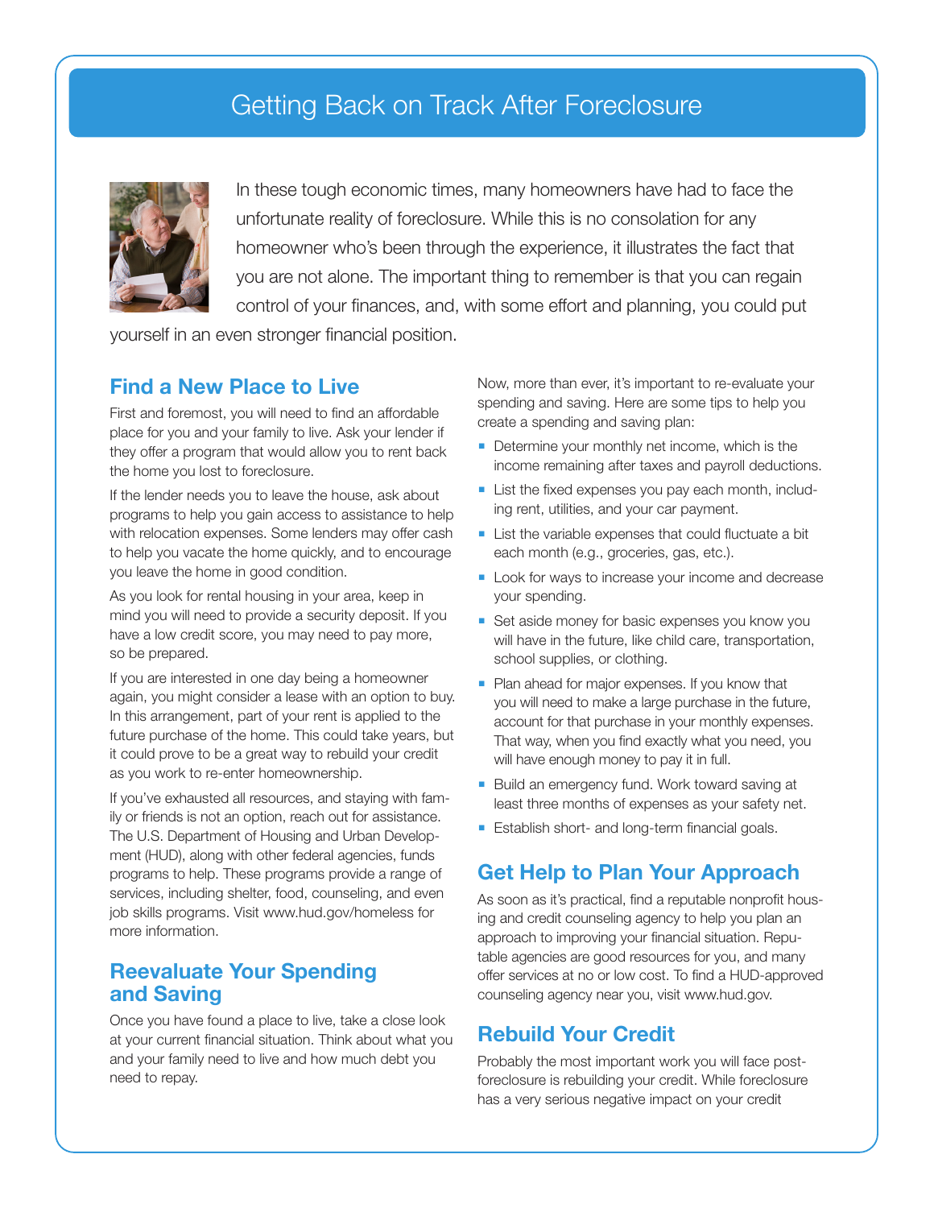# Getting Back on Track After Foreclosure

In these tough economic times, many homeowners have had to face the unfortunate reality of foreclosure. While this is no consolation for any homeowner who's been through the experience, it illustrates the fact that you are not alone. The important thing to remember is that you can regain control of your finances, and, with some effort and planning, you could put yourself in an even stronger financial position.

## Find a New Place to Live

First and foremost, you will need to find an affordable place for you and your family to live. Ask your lender if they offer a program that would allow you to rent back the home you lost to foreclosure.

If the lender needs you to leave the house, ask about programs to help you gain access to assistance to help with relocation expenses. Some lenders may offer cash to help you vacate the home quickly, and to encourage you leave the home in good condition.

As you look for rental housing in your area, keep in mind you will need to provide a security deposit. If you have a low credit score, you may need to pay more, so be prepared.

If you are interested in one day being a homeowner again, you might consider a lease with an option to buy. In this arrangement, part of your rent is applied to the future purchase of the home. This could take years, but it could prove to be a great way to rebuild your credit as you work to re-enter homeownership.

If you've exhausted all resources, and staying with family or friends is not an option, reach out for assistance. The U.S. Department of Housing and Urban Development (HUD), along with other federal agencies, funds programs to help. These programs provide a range of services, including shelter, food, counseling, and even job skills programs. Visit www.hud.gov/homeless for more information.

## Reevaluate Your Spending and Saving

Once you have found a place to live, take a close look at your current financial situation. Think about what you and your family need to live and how much debt you need to repay.

Now, more than ever, it's important to re-evaluate your spending and saving. Here are some tips to help you create a spending and saving plan:

- Determine your monthly net income, which is the income remaining after taxes and payroll deductions.
- List the fixed expenses you pay each month, including rent, utilities, and your car payment.
- List the variable expenses that could fluctuate a bit each month (e.g., groceries, gas, etc.).
- Look for ways to increase your income and decrease your spending.
- Set aside money for basic expenses you know you will have in the future, like child care, transportation, school supplies, or clothing.
- Plan ahead for major expenses. If you know that you will need to make a large purchase in the future, account for that purchase in your monthly expenses. That way, when you find exactly what you need, you will have enough money to pay it in full.
- Build an emergency fund. Work toward saving at least three months of expenses as your safety net.
- Establish short- and long-term financial goals.

## Get Help to Plan Your Approach

As soon as it's practical, find a reputable nonprofit housing and credit counseling agency to help you plan an approach to improving your financial situation. Reputable agencies are good resources for you, and many offer services at no or low cost. To find a HUD-approved counseling agency near you, visit www.hud.gov.

## Rebuild Your Credit

Probably the most important work you will face post-foreclosure is rebuilding your credit. While foreclosure has a very serious negative impact on your credit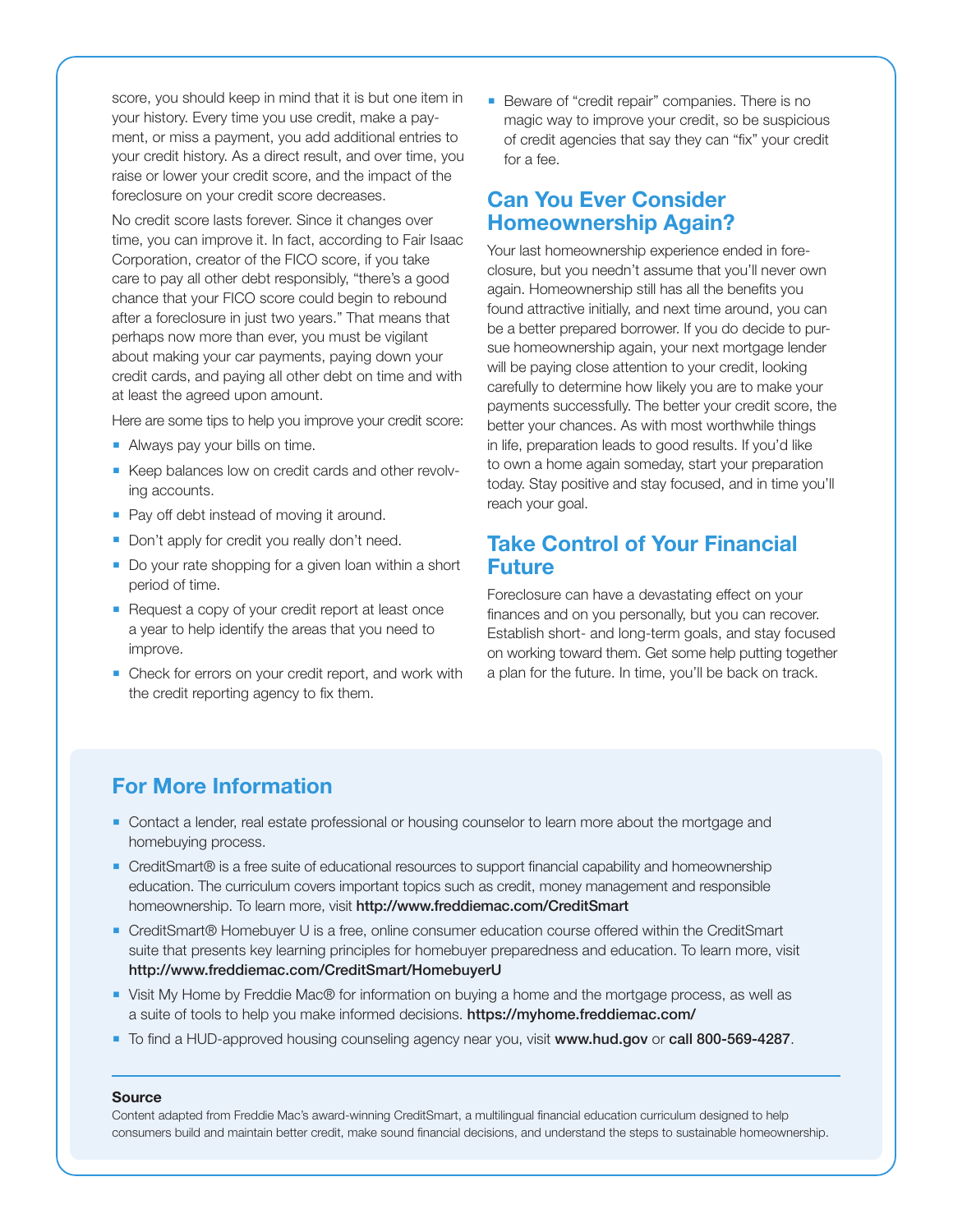score, you should keep in mind that it is but one item in your history. Every time you use credit, make a payment, or miss a payment, you add additional entries to your credit history. As a direct result, and over time, you raise or lower your credit score, and the impact of the foreclosure on your credit score decreases.

No credit score lasts forever. Since it changes over time, you can improve it. In fact, according to Fair Isaac Corporation, creator of the FICO score, if you take care to pay all other debt responsibly, "there's a good chance that your FICO score could begin to rebound after a foreclosure in just two years." That means that perhaps now more than ever, you must be vigilant about making your car payments, paying down your credit cards, and paying all other debt on time and with at least the agreed upon amount.

Here are some tips to help you improve your credit score:

- Always pay your bills on time.
- Keep balances low on credit cards and other revolving accounts.
- Pay off debt instead of moving it around.
- Don't apply for credit you really don't need.
- Do your rate shopping for a given loan within a short period of time.
- Request a copy of your credit report at least once a year to help identify the areas that you need to improve.
- Check for errors on your credit report, and work with the credit reporting agency to fix them.
- Beware of "credit repair" companies. There is no magic way to improve your credit, so be suspicious of credit agencies that say they can "fix" your credit for a fee.

## Can You Ever Consider Homeownership Again?

Your last homeownership experience ended in foreclosure, but you needn't assume that you'll never own again. Homeownership still has all the benefits you found attractive initially, and next time around, you can be a better prepared borrower. If you do decide to pursue homeownership again, your next mortgage lender will be paying close attention to your credit, looking carefully to determine how likely you are to make your payments successfully. The better your credit score, the better your chances. As with most worthwhile things in life, preparation leads to good results. If you'd like to own a home again someday, start your preparation today. Stay positive and stay focused, and in time you'll reach your goal.

## Take Control of Your Financial Future

Foreclosure can have a devastating effect on your finances and on you personally, but you can recover. Establish short- and long-term goals, and stay focused on working toward them. Get some help putting together a plan for the future. In time, you'll be back on track.

## For More Information

- Contact a lender, real estate professional or housing counselor to learn more about the mortgage and homebuying process.
- CreditSmart® is a free suite of educational resources to support financial capability and homeownership education. The curriculum covers important topics such as credit, money management and responsible homeownership. To learn more, visit **http://www.freddiemac.com/CreditSmart**
- CreditSmart® Homebuyer U is a free, online consumer education course offered within the CreditSmart suite that presents key learning principles for homebuyer preparedness and education. To learn more, visit **http://www.freddiemac.com/CreditSmart/HomebuyerU**
- Visit My Home by Freddie Mac® for information on buying a home and the mortgage process, as well as a suite of tools to help you make informed decisions. **https://myhome.freddiemac.com/**
- To find a HUD-approved housing counseling agency near you, visit **www.hud.gov** or **call 800-569-4287**.

**Source**

Content adapted from Freddie Mac's award-winning CreditSmart, a multilingual financial education curriculum designed to help consumers build and maintain better credit, make sound financial decisions, and understand the steps to sustainable homeownership.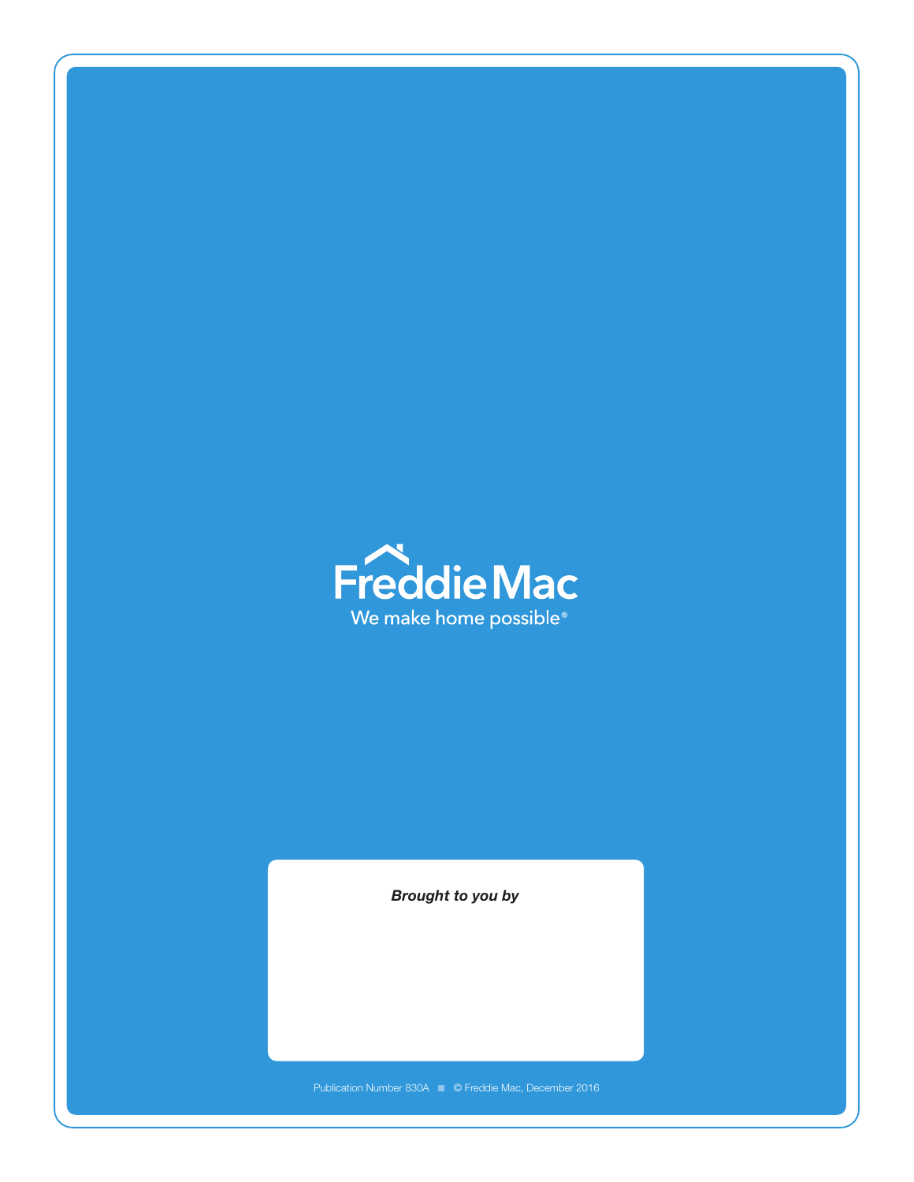Freddie Mac

We make home possible®

*Brought to you by*

Publication Number 830A ■ © Freddie Mac, December 2016